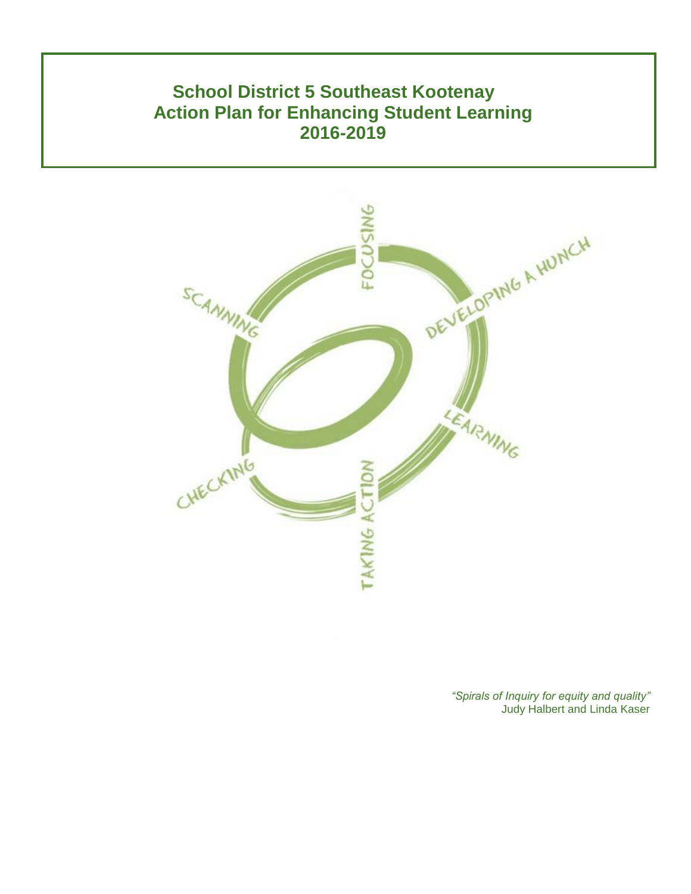# School District 5 Southeast Kootenay Action Plan for Enhancing Student Learning 2016-2019

FOCUSING

DEVELOPING A HUNCH

LEARNING

TAKING ACTION

CHECKING

SCANNING

*"Spirals of Inquiry for equity and quality"*
Judy Halbert and Linda Kaser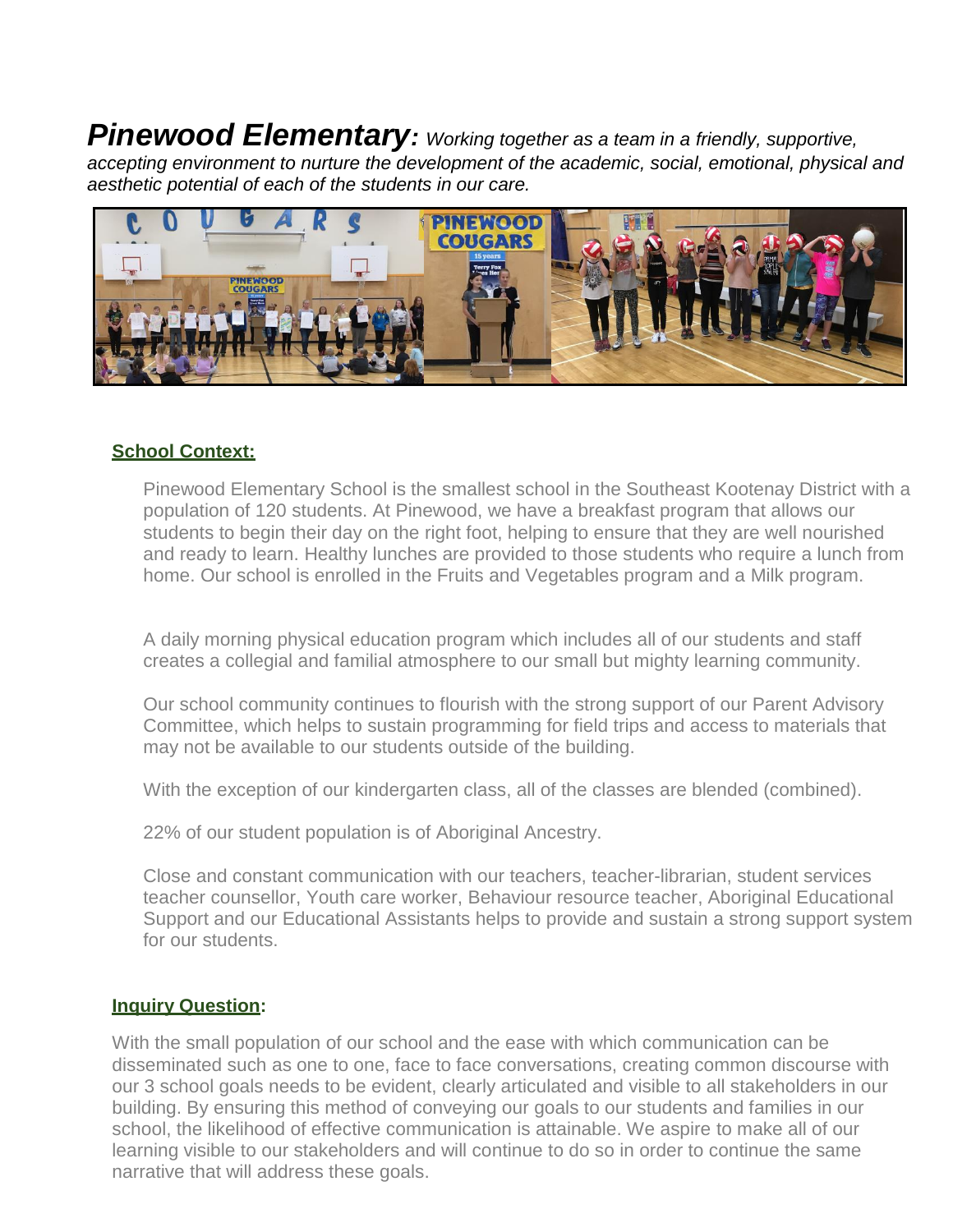***Pinewood Elementary**: Working together as a team in a friendly, supportive, accepting environment to nurture the development of the academic, social, emotional, physical and aesthetic potential of each of the students in our care.*

## School Context:

Pinewood Elementary School is the smallest school in the Southeast Kootenay District with a population of 120 students. At Pinewood, we have a breakfast program that allows our students to begin their day on the right foot, helping to ensure that they are well nourished and ready to learn. Healthy lunches are provided to those students who require a lunch from home. Our school is enrolled in the Fruits and Vegetables program and a Milk program.

A daily morning physical education program which includes all of our students and staff creates a collegial and familial atmosphere to our small but mighty learning community.

Our school community continues to flourish with the strong support of our Parent Advisory Committee, which helps to sustain programming for field trips and access to materials that may not be available to our students outside of the building.

With the exception of our kindergarten class, all of the classes are blended (combined).

22% of our student population is of Aboriginal Ancestry.

Close and constant communication with our teachers, teacher-librarian, student services teacher counsellor, Youth care worker, Behaviour resource teacher, Aboriginal Educational Support and our Educational Assistants helps to provide and sustain a strong support system for our students.

## Inquiry Question:

With the small population of our school and the ease with which communication can be disseminated such as one to one, face to face conversations, creating common discourse with our 3 school goals needs to be evident, clearly articulated and visible to all stakeholders in our building. By ensuring this method of conveying our goals to our students and families in our school, the likelihood of effective communication is attainable. We aspire to make all of our learning visible to our stakeholders and will continue to do so in order to continue the same narrative that will address these goals.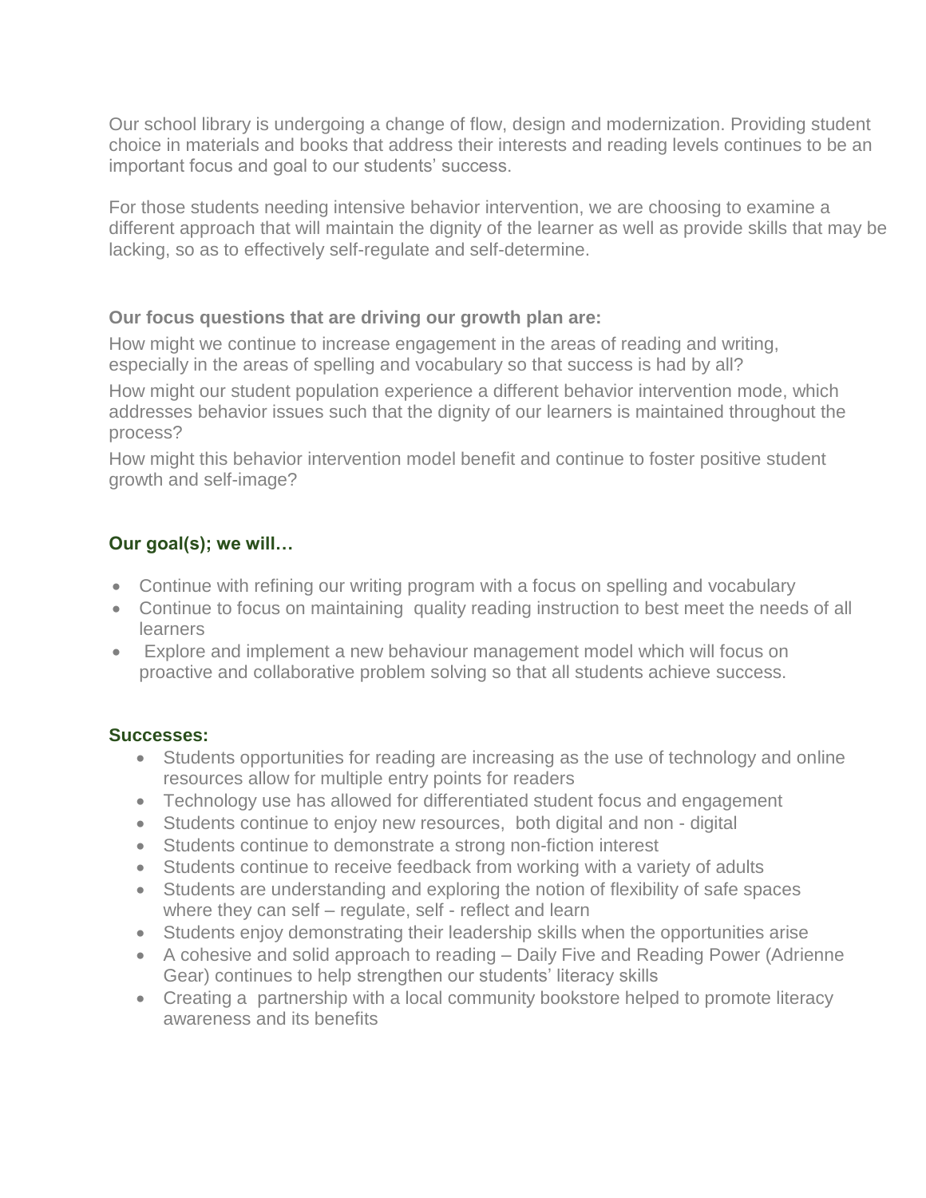Our school library is undergoing a change of flow, design and modernization. Providing student choice in materials and books that address their interests and reading levels continues to be an important focus and goal to our students' success.

For those students needing intensive behavior intervention, we are choosing to examine a different approach that will maintain the dignity of the learner as well as provide skills that may be lacking, so as to effectively self-regulate and self-determine.

**Our focus questions that are driving our growth plan are:**

How might we continue to increase engagement in the areas of reading and writing, especially in the areas of spelling and vocabulary so that success is had by all?

How might our student population experience a different behavior intervention mode, which addresses behavior issues such that the dignity of our learners is maintained throughout the process?

How might this behavior intervention model benefit and continue to foster positive student growth and self-image?

### Our goal(s); we will…

- Continue with refining our writing program with a focus on spelling and vocabulary
- Continue to focus on maintaining quality reading instruction to best meet the needs of all learners
- Explore and implement a new behaviour management model which will focus on proactive and collaborative problem solving so that all students achieve success.

### Successes:

- Students opportunities for reading are increasing as the use of technology and online resources allow for multiple entry points for readers
- Technology use has allowed for differentiated student focus and engagement
- Students continue to enjoy new resources, both digital and non - digital
- Students continue to demonstrate a strong non-fiction interest
- Students continue to receive feedback from working with a variety of adults
- Students are understanding and exploring the notion of flexibility of safe spaces where they can self – regulate, self - reflect and learn
- Students enjoy demonstrating their leadership skills when the opportunities arise
- A cohesive and solid approach to reading – Daily Five and Reading Power (Adrienne Gear) continues to help strengthen our students' literacy skills
- Creating a partnership with a local community bookstore helped to promote literacy awareness and its benefits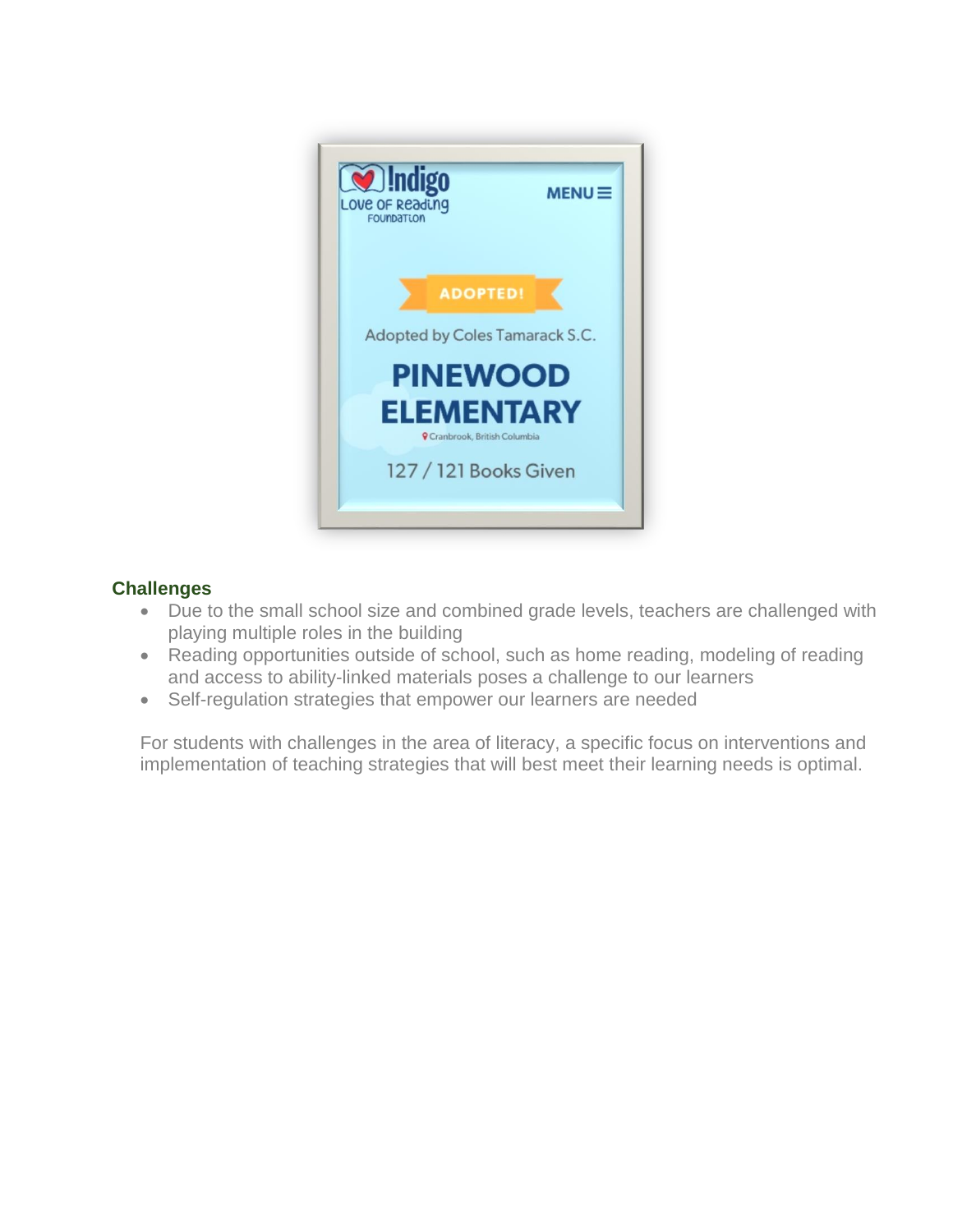## Challenges

- Due to the small school size and combined grade levels, teachers are challenged with playing multiple roles in the building
- Reading opportunities outside of school, such as home reading, modeling of reading and access to ability-linked materials poses a challenge to our learners
- Self-regulation strategies that empower our learners are needed

For students with challenges in the area of literacy, a specific focus on interventions and implementation of teaching strategies that will best meet their learning needs is optimal.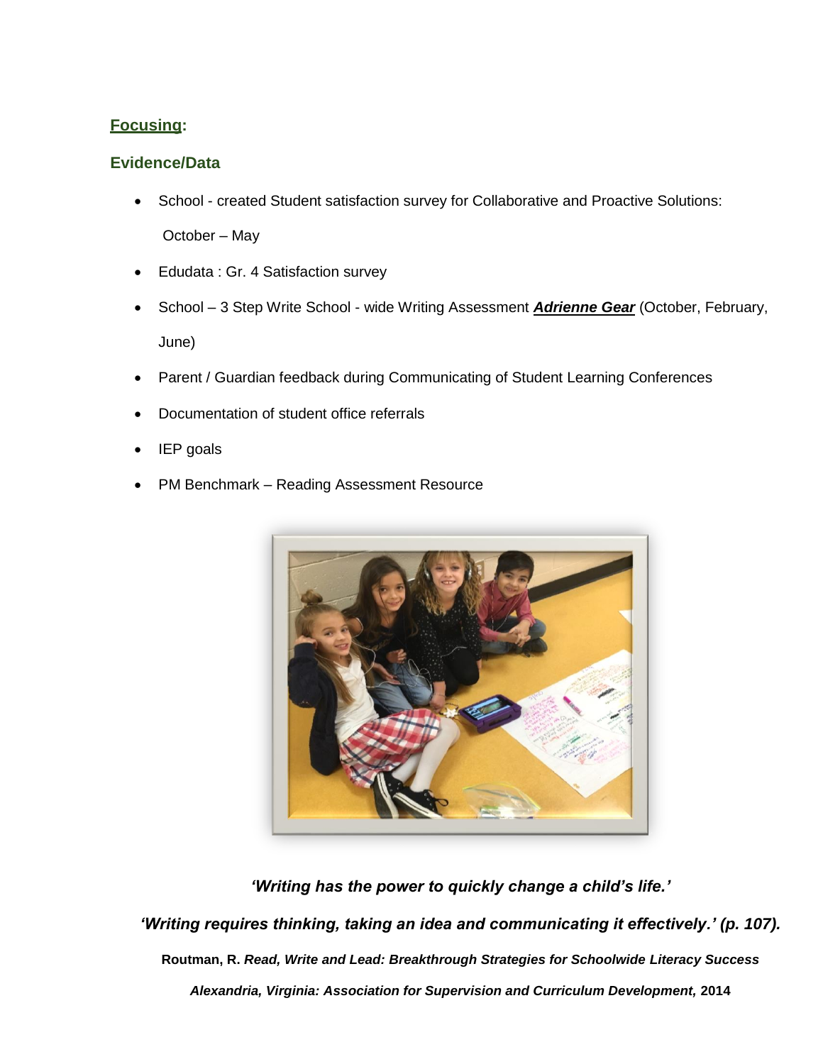## Focusing:

### Evidence/Data

- School - created Student satisfaction survey for Collaborative and Proactive Solutions: October – May
- Edudata : Gr. 4 Satisfaction survey
- School – 3 Step Write School - wide Writing Assessment ***Adrienne Gear*** (October, February, June)
- Parent / Guardian feedback during Communicating of Student Learning Conferences
- Documentation of student office referrals
- IEP goals
- PM Benchmark – Reading Assessment Resource

***'Writing has the power to quickly change a child's life.'***

***'Writing requires thinking, taking an idea and communicating it effectively.' (p. 107).***

**Routman, R. *Read, Write and Lead: Breakthrough Strategies for Schoolwide Literacy Success***

***Alexandria, Virginia: Association for Supervision and Curriculum Development,* 2014**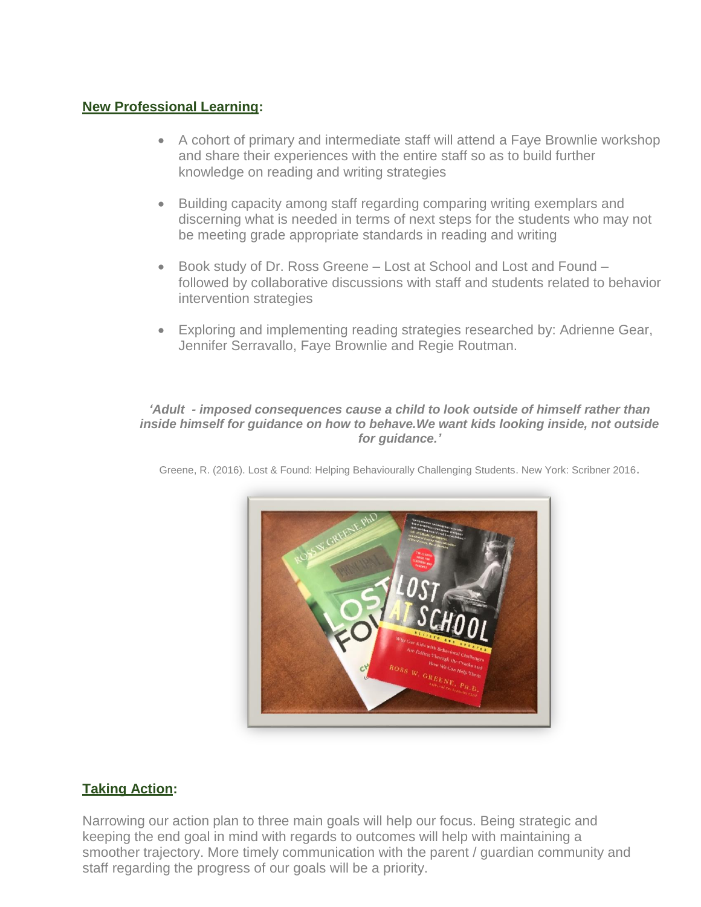## New Professional Learning:

- A cohort of primary and intermediate staff will attend a Faye Brownlie workshop and share their experiences with the entire staff so as to build further knowledge on reading and writing strategies
- Building capacity among staff regarding comparing writing exemplars and discerning what is needed in terms of next steps for the students who may not be meeting grade appropriate standards in reading and writing
- Book study of Dr. Ross Greene – Lost at School and Lost and Found – followed by collaborative discussions with staff and students related to behavior intervention strategies
- Exploring and implementing reading strategies researched by: Adrienne Gear, Jennifer Serravallo, Faye Brownlie and Regie Routman.

***'Adult - imposed consequences cause a child to look outside of himself rather than inside himself for guidance on how to behave.We want kids looking inside, not outside for guidance.'***

Greene, R. (2016). Lost & Found: Helping Behaviourally Challenging Students. New York: Scribner 2016.

## Taking Action:

Narrowing our action plan to three main goals will help our focus. Being strategic and keeping the end goal in mind with regards to outcomes will help with maintaining a smoother trajectory. More timely communication with the parent / guardian community and staff regarding the progress of our goals will be a priority.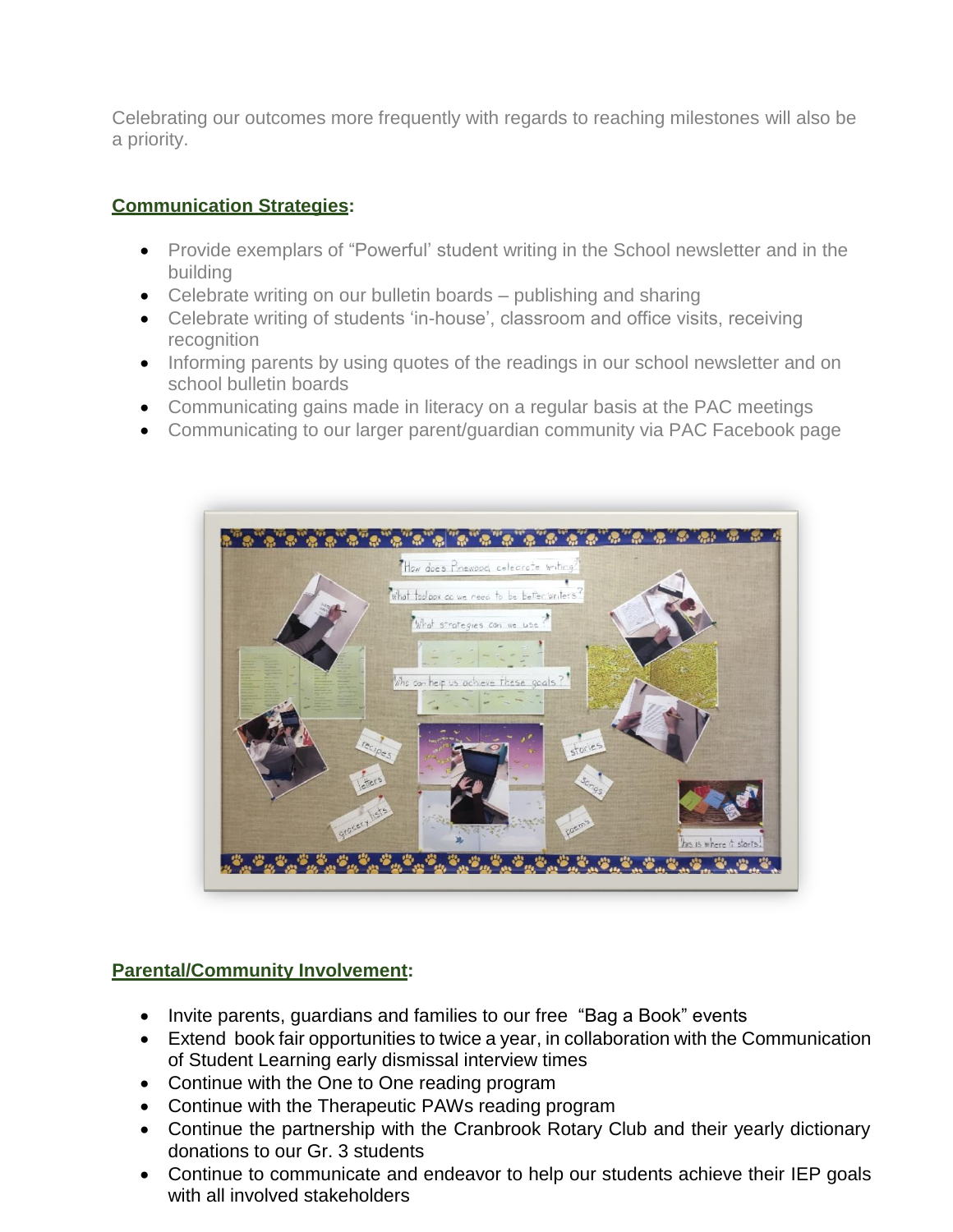Celebrating our outcomes more frequently with regards to reaching milestones will also be a priority.

**Communication Strategies:**

- Provide exemplars of "Powerful' student writing in the School newsletter and in the building
- Celebrate writing on our bulletin boards – publishing and sharing
- Celebrate writing of students 'in-house', classroom and office visits, receiving recognition
- Informing parents by using quotes of the readings in our school newsletter and on school bulletin boards
- Communicating gains made in literacy on a regular basis at the PAC meetings
- Communicating to our larger parent/guardian community via PAC Facebook page

**Parental/Community Involvement:**

- Invite parents, guardians and families to our free "Bag a Book" events
- Extend book fair opportunities to twice a year, in collaboration with the Communication of Student Learning early dismissal interview times
- Continue with the One to One reading program
- Continue with the Therapeutic PAWs reading program
- Continue the partnership with the Cranbrook Rotary Club and their yearly dictionary donations to our Gr. 3 students
- Continue to communicate and endeavor to help our students achieve their IEP goals with all involved stakeholders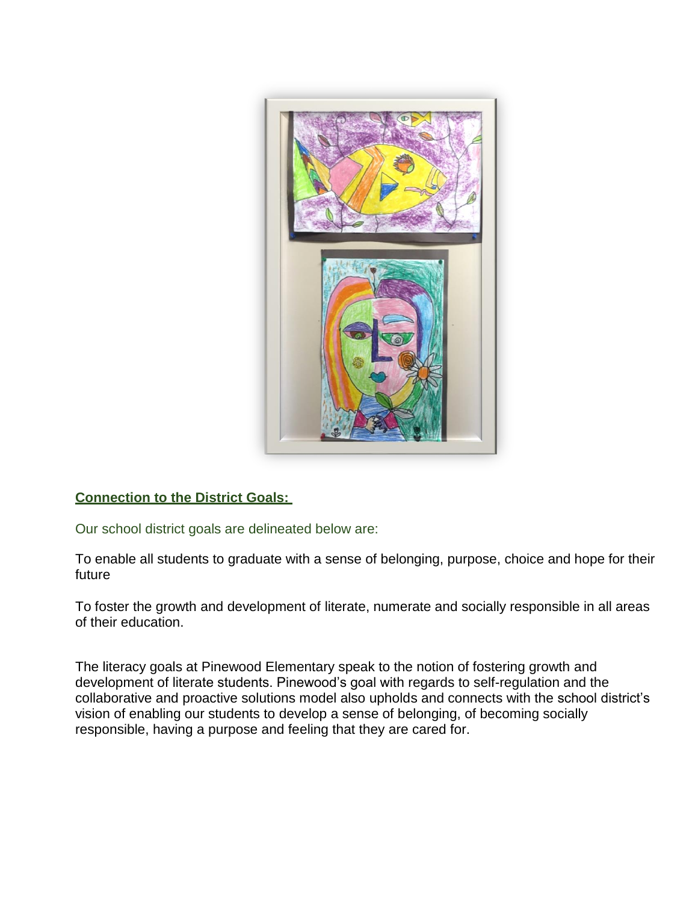**Connection to the District Goals:**

Our school district goals are delineated below are:

To enable all students to graduate with a sense of belonging, purpose, choice and hope for their future

To foster the growth and development of literate, numerate and socially responsible in all areas of their education.

The literacy goals at Pinewood Elementary speak to the notion of fostering growth and development of literate students. Pinewood's goal with regards to self-regulation and the collaborative and proactive solutions model also upholds and connects with the school district's vision of enabling our students to develop a sense of belonging, of becoming socially responsible, having a purpose and feeling that they are cared for.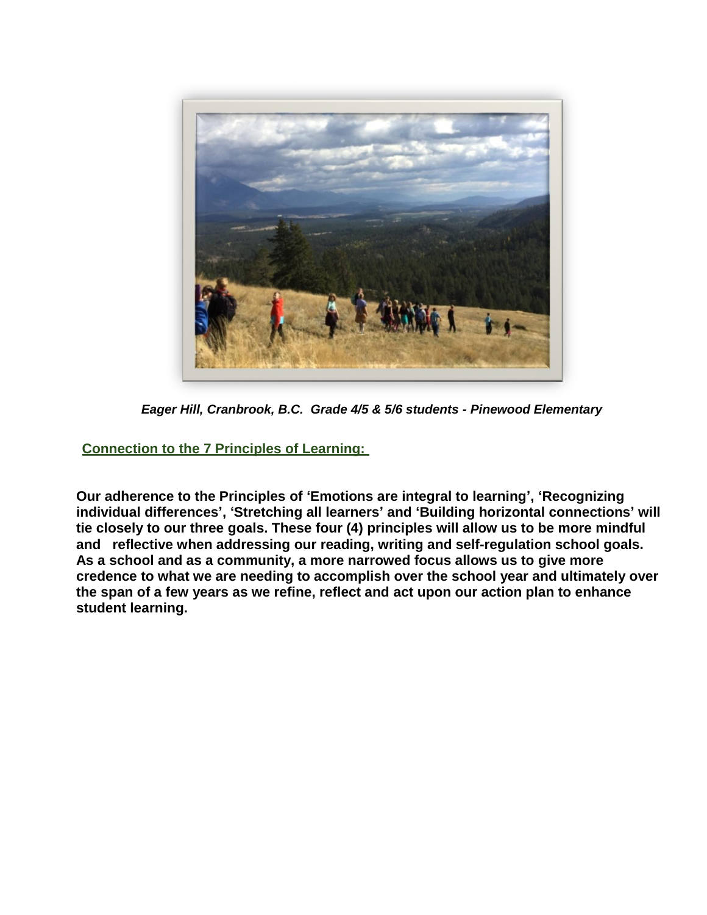*Eager Hill, Cranbrook, B.C. Grade 4/5 & 5/6 students - Pinewood Elementary*

## Connection to the 7 Principles of Learning:

**Our adherence to the Principles of 'Emotions are integral to learning', 'Recognizing individual differences', 'Stretching all learners' and 'Building horizontal connections' will tie closely to our three goals. These four (4) principles will allow us to be more mindful and reflective when addressing our reading, writing and self-regulation school goals. As a school and as a community, a more narrowed focus allows us to give more credence to what we are needing to accomplish over the school year and ultimately over the span of a few years as we refine, reflect and act upon our action plan to enhance student learning.**